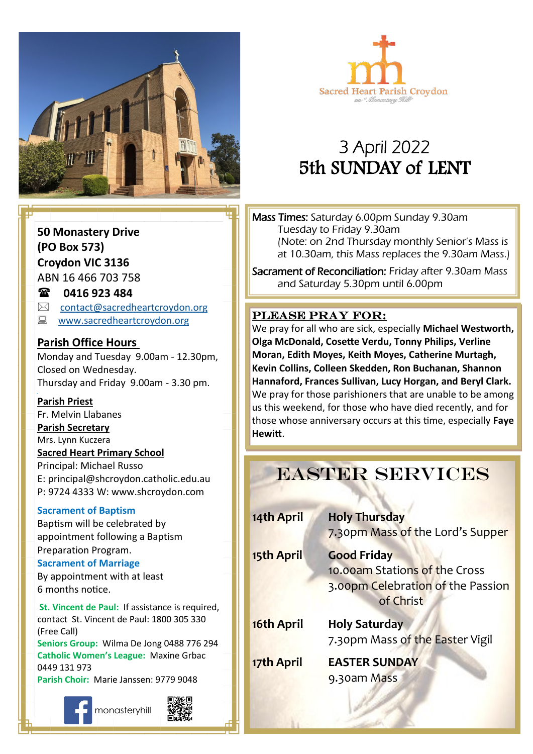Sacred Heart Parish Croydon

on "Monastery Hill"

# 3 April 2022
# 5th SUNDAY of LENT

**50 Monastery Drive**
**(PO Box 573)**
**Croydon VIC 3136**
ABN 16 466 703 758

☎ **0416 923 484**

contact@sacredheartcroydon.org

www.sacredheartcroydon.org

**Parish Office Hours**
Monday and Tuesday 9.00am - 12.30pm,
Closed on Wednesday.
Thursday and Friday 9.00am - 3.30 pm.

**Parish Priest**
Fr. Melvin Llabanes

**Parish Secretary**
Mrs. Lynn Kuczera

**Sacred Heart Primary School**
Principal: Michael Russo
E: principal@shcroydon.catholic.edu.au
P: 9724 4333 W: www.shcroydon.com

**Sacrament of Baptism**
Baptism will be celebrated by appointment following a Baptism Preparation Program.

**Sacrament of Marriage**
By appointment with at least 6 months notice.

**St. Vincent de Paul:** If assistance is required, contact St. Vincent de Paul: 1800 305 330 (Free Call)

**Seniors Group:** Wilma De Jong 0488 776 294

**Catholic Women's League:** Maxine Grbac 0449 131 973

**Parish Choir:** Marie Janssen: 9779 9048

monasteryhill

Mass Times: Saturday 6.00pm Sunday 9.30am
Tuesday to Friday 9.30am
(Note: on 2nd Thursday monthly Senior's Mass is at 10.30am, this Mass replaces the 9.30am Mass.)

Sacrament of Reconciliation: Friday after 9.30am Mass and Saturday 5.30pm until 6.00pm

## PLEASE PRAY FOR:

We pray for all who are sick, especially **Michael Westworth, Olga McDonald, Cosette Verdu, Tonny Philips, Verline Moran, Edith Moyes, Keith Moyes, Catherine Murtagh, Kevin Collins, Colleen Skedden, Ron Buchanan, Shannon Hannaford, Frances Sullivan, Lucy Horgan, and Beryl Clark.** We pray for those parishioners that are unable to be among us this weekend, for those who have died recently, and for those whose anniversary occurs at this time, especially **Faye Hewitt**.

## EASTER SERVICES

**14th April** — **Holy Thursday**
7.30pm Mass of the Lord's Supper

**15th April** — **Good Friday**
10.00am Stations of the Cross
3.00pm Celebration of the Passion of Christ

**16th April** — **Holy Saturday**
7.30pm Mass of the Easter Vigil

**17th April** — **EASTER SUNDAY**
9.30am Mass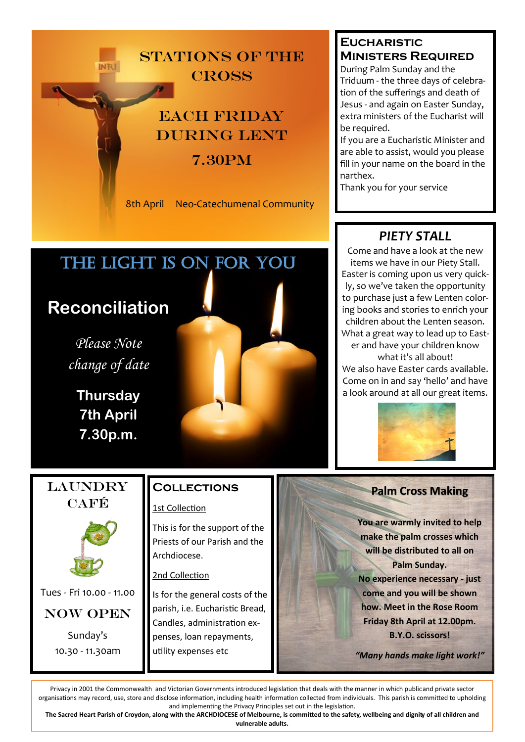## Stations of the Cross

**Each Friday during Lent**

**7.30pm**

8th April Neo-Catechumenal Community

## Eucharistic Ministers Required

During Palm Sunday and the Triduum - the three days of celebration of the sufferings and death of Jesus - and again on Easter Sunday, extra ministers of the Eucharist will be required.

If you are a Eucharistic Minister and are able to assist, would you please fill in your name on the board in the narthex.

Thank you for your service

## The Light is on for You

### Reconciliation

*Please Note change of date*

**Thursday 7th April 7.30p.m.**

## *Piety Stall*

Come and have a look at the new items we have in our Piety Stall. Easter is coming upon us very quickly, so we've taken the opportunity to purchase just a few Lenten coloring books and stories to enrich your children about the Lenten season. What a great way to lead up to Easter and have your children know what it's all about!

We also have Easter cards available. Come on in and say 'hello' and have a look around at all our great items.

## Laundry Café

Tues - Fri 10.00 - 11.00

**NOW OPEN**

Sunday's 10.30 - 11.30am

## Collections

1st Collection

This is for the support of the Priests of our Parish and the Archdiocese.

2nd Collection

Is for the general costs of the parish, i.e. Eucharistic Bread, Candles, administration expenses, loan repayments, utility expenses etc

## Palm Cross Making

**You are warmly invited to help make the palm crosses which will be distributed to all on Palm Sunday.**

**No experience necessary - just come and you will be shown how. Meet in the Rose Room Friday 8th April at 12.00pm.**

**B.Y.O. scissors!**

***"Many hands make light work!"***

Privacy in 2001 the Commonwealth and Victorian Governments introduced legislation that deals with the manner in which public and private sector organisations may record, use, store and disclose information, including health information collected from individuals. This parish is committed to upholding and implementing the Privacy Principles set out in the legislation.

**The Sacred Heart Parish of Croydon, along with the ARCHDIOCESE of Melbourne, is committed to the safety, wellbeing and dignity of all children and vulnerable adults.**